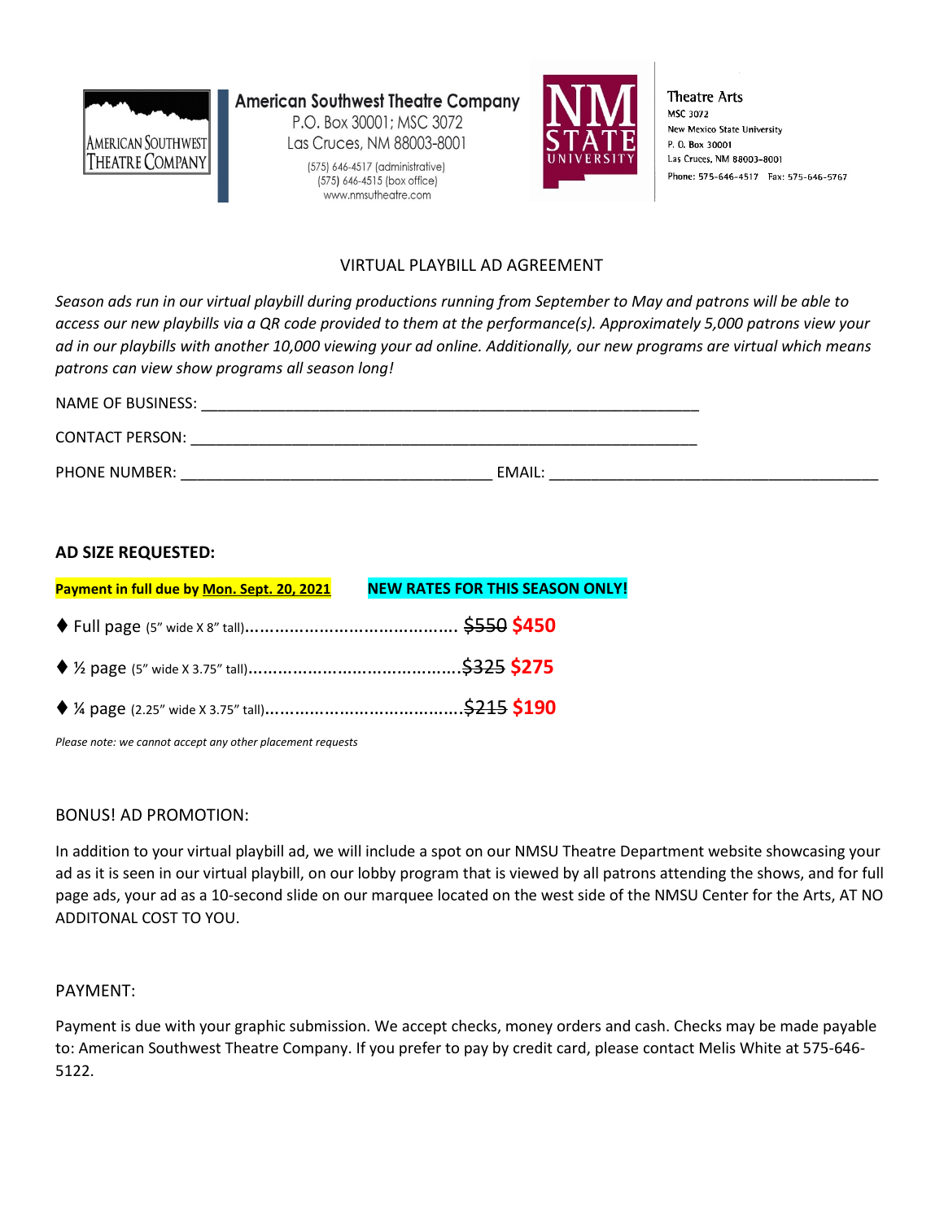American Southwest Theatre Company
P.O. Box 30001; MSC 3072
Las Cruces, NM 88003-8001
(575) 646-4517 (administrative)
(575) 646-4515 (box office)
www.nmsutheatre.com

Theatre Arts
MSC 3072
New Mexico State University
P. O. Box 30001
Las Cruces, NM 88003-8001
Phone: 575-646-4517 Fax: 575-646-5767

## VIRTUAL PLAYBILL AD AGREEMENT

*Season ads run in our virtual playbill during productions running from September to May and patrons will be able to access our new playbills via a QR code provided to them at the performance(s). Approximately 5,000 patrons view your ad in our playbills with another 10,000 viewing your ad online. Additionally, our new programs are virtual which means patrons can view show programs all season long!*

NAME OF BUSINESS: ____________________________________________

CONTACT PERSON: ____________________________________________

PHONE NUMBER: ____________________________ EMAIL: ____________________________

### AD SIZE REQUESTED:

**Payment in full due by Mon. Sept. 20, 2021** **NEW RATES FOR THIS SEASON ONLY!**

- ♦ Full page (5" wide X 8" tall)........................................ ~~$550~~ **$450**
- ♦ ½ page (5" wide X 3.75" tall)........................................~~$325~~ **$275**
- ♦ ¼ page (2.25" wide X 3.75" tall)......................................~~$215~~ **$190**

*Please note: we cannot accept any other placement requests*

BONUS! AD PROMOTION:

In addition to your virtual playbill ad, we will include a spot on our NMSU Theatre Department website showcasing your ad as it is seen in our virtual playbill, on our lobby program that is viewed by all patrons attending the shows, and for full page ads, your ad as a 10-second slide on our marquee located on the west side of the NMSU Center for the Arts, AT NO ADDITONAL COST TO YOU.

PAYMENT:

Payment is due with your graphic submission. We accept checks, money orders and cash. Checks may be made payable to: American Southwest Theatre Company. If you prefer to pay by credit card, please contact Melis White at 575-646-5122.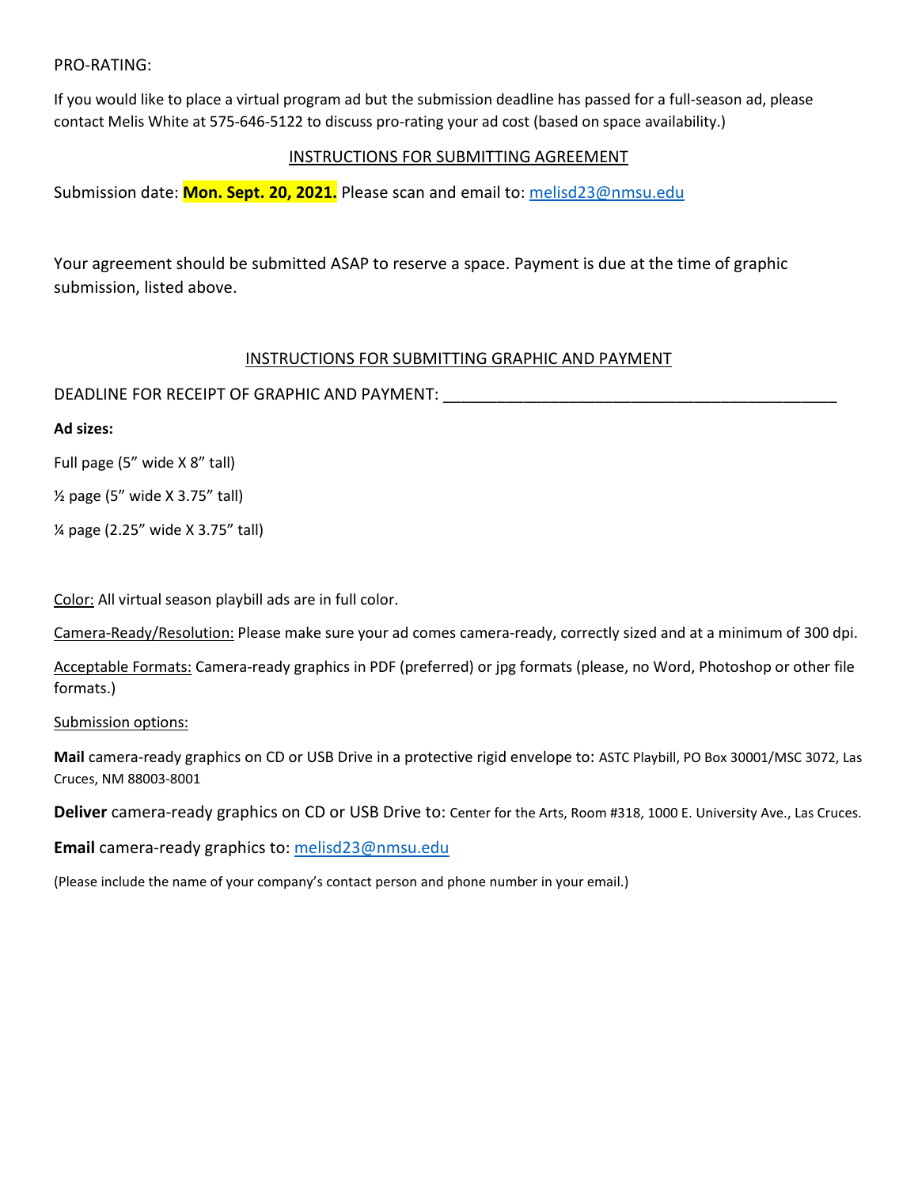PRO-RATING:

If you would like to place a virtual program ad but the submission deadline has passed for a full-season ad, please contact Melis White at 575-646-5122 to discuss pro-rating your ad cost (based on space availability.)

## INSTRUCTIONS FOR SUBMITTING AGREEMENT

Submission date: **Mon. Sept. 20, 2021.** Please scan and email to: melisd23@nmsu.edu

Your agreement should be submitted ASAP to reserve a space. Payment is due at the time of graphic submission, listed above.

## INSTRUCTIONS FOR SUBMITTING GRAPHIC AND PAYMENT

DEADLINE FOR RECEIPT OF GRAPHIC AND PAYMENT: _____________________________________________

**Ad sizes:**

Full page (5" wide X 8" tall)

½ page (5" wide X 3.75" tall)

¼ page (2.25" wide X 3.75" tall)

Color: All virtual season playbill ads are in full color.

Camera-Ready/Resolution: Please make sure your ad comes camera-ready, correctly sized and at a minimum of 300 dpi.

Acceptable Formats: Camera-ready graphics in PDF (preferred) or jpg formats (please, no Word, Photoshop or other file formats.)

Submission options:

**Mail** camera-ready graphics on CD or USB Drive in a protective rigid envelope to: ASTC Playbill, PO Box 30001/MSC 3072, Las Cruces, NM 88003-8001

**Deliver** camera-ready graphics on CD or USB Drive to: Center for the Arts, Room #318, 1000 E. University Ave., Las Cruces.

**Email** camera-ready graphics to: melisd23@nmsu.edu

(Please include the name of your company's contact person and phone number in your email.)